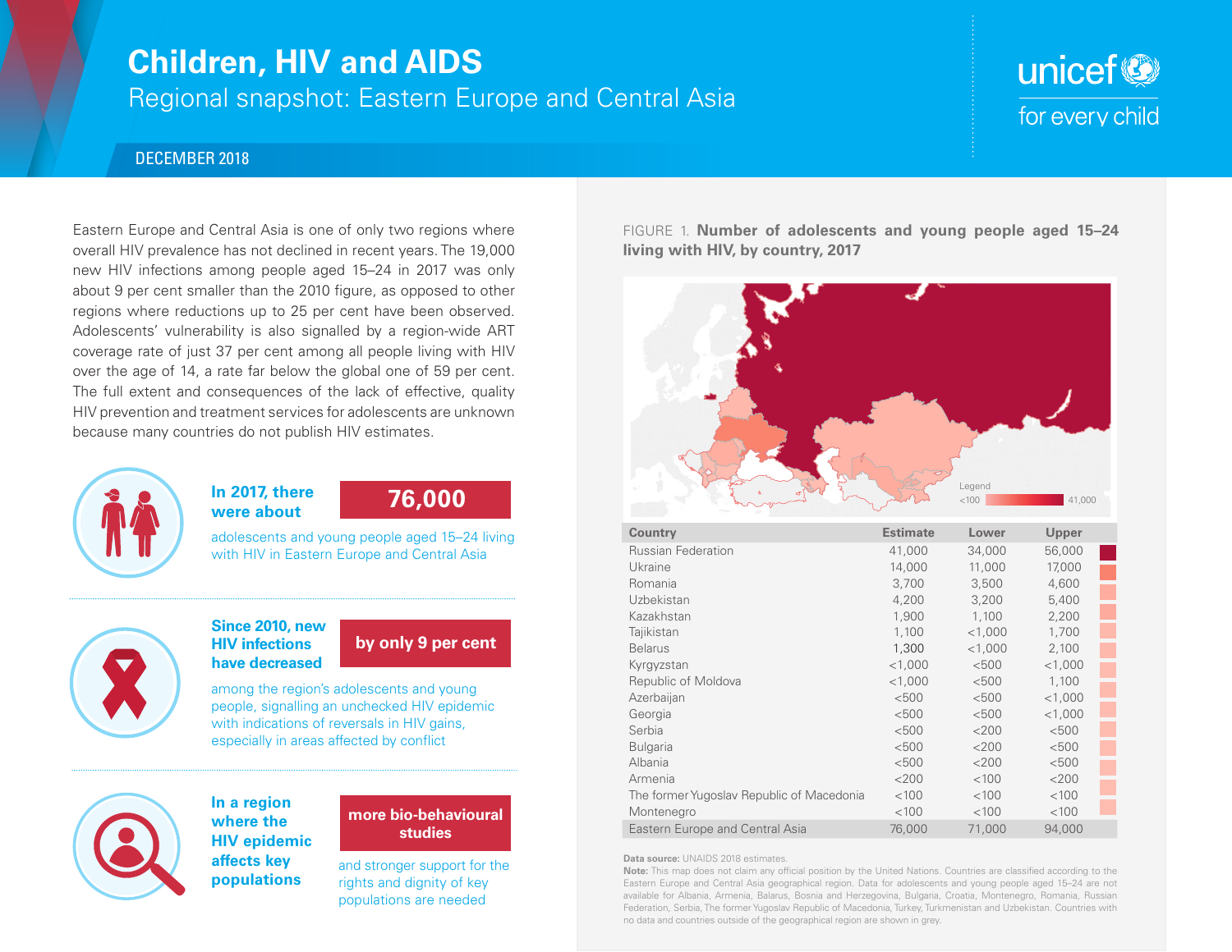# Children, HIV and AIDS

## Regional snapshot: Eastern Europe and Central Asia

DECEMBER 2018

Eastern Europe and Central Asia is one of only two regions where overall HIV prevalence has not declined in recent years. The 19,000 new HIV infections among people aged 15–24 in 2017 was only about 9 per cent smaller than the 2010 figure, as opposed to other regions where reductions up to 25 per cent have been observed. Adolescents' vulnerability is also signalled by a region-wide ART coverage rate of just 37 per cent among all people living with HIV over the age of 14, a rate far below the global one of 59 per cent. The full extent and consequences of the lack of effective, quality HIV prevention and treatment services for adolescents are unknown because many countries do not publish HIV estimates.

**In 2017, there were about** **76,000** adolescents and young people aged 15–24 living with HIV in Eastern Europe and Central Asia

**Since 2010, new HIV infections have decreased** **by only 9 per cent** among the region's adolescents and young people, signalling an unchecked HIV epidemic with indications of reversals in HIV gains, especially in areas affected by conflict

**In a region where the HIV epidemic affects key populations** **more bio-behavioural studies** and stronger support for the rights and dignity of key populations are needed

FIGURE 1. **Number of adolescents and young people aged 15–24 living with HIV, by country, 2017**

Legend: <100 – 41,000

| Country | Estimate | Lower | Upper |
|---|---|---|---|
| Russian Federation | 41,000 | 34,000 | 56,000 |
| Ukraine | 14,000 | 11,000 | 17,000 |
| Romania | 3,700 | 3,500 | 4,600 |
| Uzbekistan | 4,200 | 3,200 | 5,400 |
| Kazakhstan | 1,900 | 1,100 | 2,200 |
| Tajikistan | 1,100 | <1,000 | 1,700 |
| Belarus | 1,300 | <1,000 | 2,100 |
| Kyrgyzstan | <1,000 | <500 | <1,000 |
| Republic of Moldova | <1,000 | <500 | 1,100 |
| Azerbaijan | <500 | <500 | <1,000 |
| Georgia | <500 | <500 | <1,000 |
| Serbia | <500 | <200 | <500 |
| Bulgaria | <500 | <200 | <500 |
| Albania | <500 | <200 | <500 |
| Armenia | <200 | <100 | <200 |
| The former Yugoslav Republic of Macedonia | <100 | <100 | <100 |
| Montenegro | <100 | <100 | <100 |
| Eastern Europe and Central Asia | 76,000 | 71,000 | 94,000 |

**Data source:** UNAIDS 2018 estimates.
**Note:** This map does not claim any official position by the United Nations. Countries are classified according to the Eastern Europe and Central Asia geographical region. Data for adolescents and young people aged 15–24 are not available for Albania, Armenia, Balarus, Bosnia and Herzegovina, Bulgaria, Croatia, Montenegro, Romania, Russian Federation, Serbia, The former Yugoslav Republic of Macedonia, Turkey, Turkmenistan and Uzbekistan. Countries with no data and countries outside of the geographical region are shown in grey.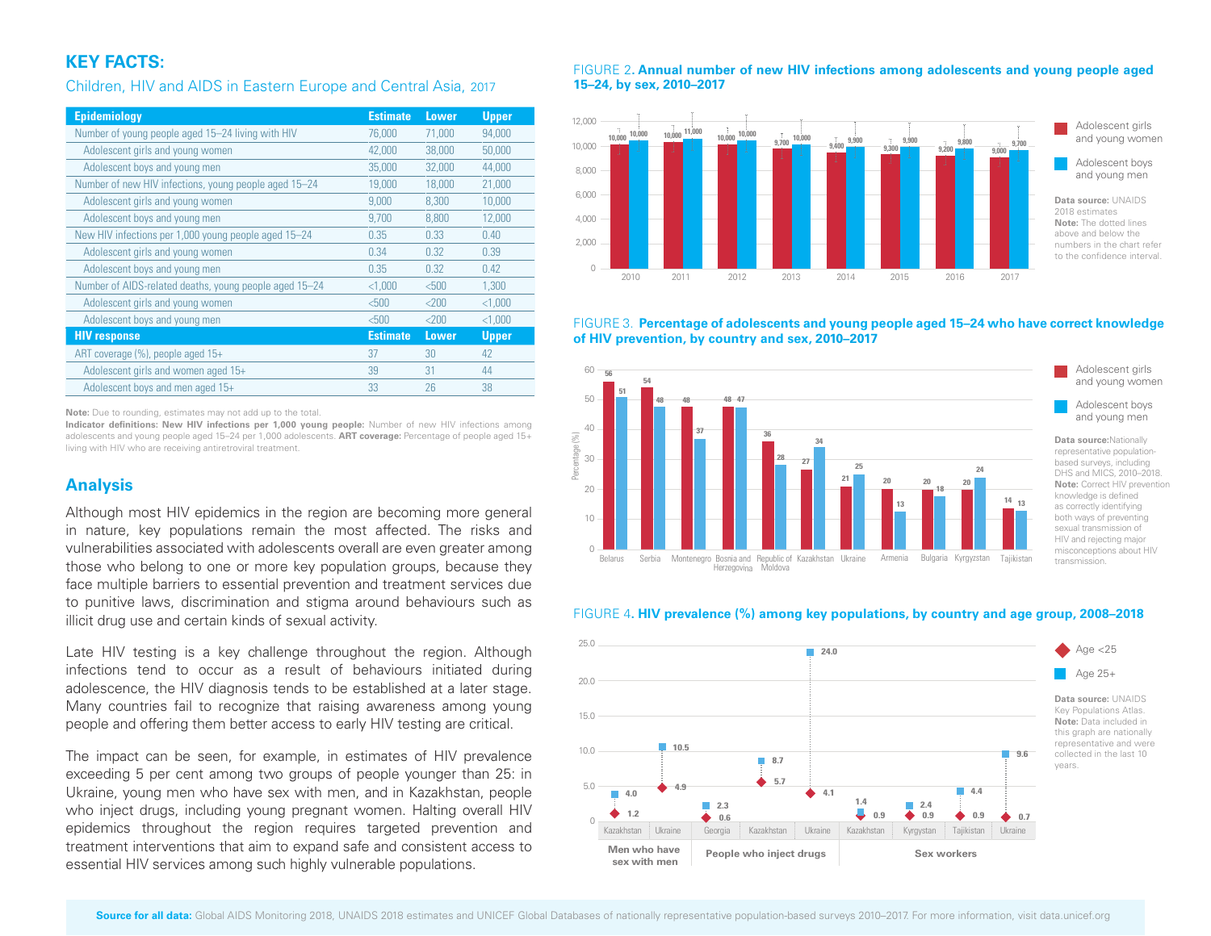## KEY FACTS:

Children, HIV and AIDS in Eastern Europe and Central Asia, 2017

| Epidemiology | Estimate | Lower | Upper |
|---|---|---|---|
| Number of young people aged 15–24 living with HIV | 76,000 | 71,000 | 94,000 |
| Adolescent girls and young women | 42,000 | 38,000 | 50,000 |
| Adolescent boys and young men | 35,000 | 32,000 | 44,000 |
| Number of new HIV infections, young people aged 15–24 | 19,000 | 18,000 | 21,000 |
| Adolescent girls and young women | 9,000 | 8,300 | 10,000 |
| Adolescent boys and young men | 9,700 | 8,800 | 12,000 |
| New HIV infections per 1,000 young people aged 15–24 | 0.35 | 0.33 | 0.40 |
| Adolescent girls and young women | 0.34 | 0.32 | 0.39 |
| Adolescent boys and young men | 0.35 | 0.32 | 0.42 |
| Number of AIDS-related deaths, young people aged 15–24 | <1,000 | <500 | 1,300 |
| Adolescent girls and young women | <500 | <200 | <1,000 |
| Adolescent boys and young men | <500 | <200 | <1,000 |
| **HIV response** | **Estimate** | **Lower** | **Upper** |
| ART coverage (%), people aged 15+ | 37 | 30 | 42 |
| Adolescent girls and women aged 15+ | 39 | 31 | 44 |
| Adolescent boys and men aged 15+ | 33 | 26 | 38 |

**Note:** Due to rounding, estimates may not add up to the total.
**Indicator definitions: New HIV infections per 1,000 young people:** Number of new HIV infections among adolescents and young people aged 15–24 per 1,000 adolescents. **ART coverage:** Percentage of people aged 15+ living with HIV who are receiving antiretroviral treatment.

## Analysis

Although most HIV epidemics in the region are becoming more general in nature, key populations remain the most affected. The risks and vulnerabilities associated with adolescents overall are even greater among those who belong to one or more key population groups, because they face multiple barriers to essential prevention and treatment services due to punitive laws, discrimination and stigma around behaviours such as illicit drug use and certain kinds of sexual activity.

Late HIV testing is a key challenge throughout the region. Although infections tend to occur as a result of behaviours initiated during adolescence, the HIV diagnosis tends to be established at a later stage. Many countries fail to recognize that raising awareness among young people and offering them better access to early HIV testing are critical.

The impact can be seen, for example, in estimates of HIV prevalence exceeding 5 per cent among two groups of people younger than 25: in Ukraine, young men who have sex with men, and in Kazakhstan, people who inject drugs, including young pregnant women. Halting overall HIV epidemics throughout the region requires targeted prevention and treatment interventions that aim to expand safe and consistent access to essential HIV services among such highly vulnerable populations.

FIGURE 2. **Annual number of new HIV infections among adolescents and young people aged 15–24, by sex, 2010–2017**

2010: 10,000 / 10,000
2011: 10,000 / 11,000
2012: 10,000 / 10,000
2013: 9,700 / 10,000
2014: 9,400 / 9,900
2015: 9,300 / 9,900
2016: 9,200 / 9,800
2017: 9,000 / 9,700

Adolescent girls and young women
Adolescent boys and young men

**Data source:** UNAIDS 2018 estimates
**Note:** The dotted lines above and below the numbers in the chart refer to the confidence interval.

FIGURE 3. **Percentage of adolescents and young people aged 15–24 who have correct knowledge of HIV prevention, by country and sex, 2010–2017**

Belarus: 56 / 51
Serbia: 54 / 48
Montenegro: 48 / 37
Bosnia and Herzegovina: 48 / 47
Republic of Moldova: 36 / 28
Kazakhstan: 27 / 34
Ukraine: 21 / 25
Armenia: 20 / 13
Bulgaria: 20 / 18
Kyrgyzstan: 20 / 24
Tajikistan: 14 / 13

Percentage (%)

Adolescent girls and young women
Adolescent boys and young men

**Data source:** Nationally representative population-based surveys, including DHS and MICS, 2010–2018.
**Note:** Correct HIV prevention knowledge is defined as correctly identifying both ways of preventing sexual transmission of HIV and rejecting major misconceptions about HIV transmission.

FIGURE 4. **HIV prevalence (%) among key populations, by country and age group, 2008–2018**

Men who have sex with men: Kazakhstan 4.0 / 1.2; Ukraine 10.5 / 4.9
People who inject drugs: Georgia 2.3 / 0.6; Kazakhstan 8.7 / 5.7; Ukraine 24.0 / 4.1
Sex workers: Kazakhstan 1.4 / 0.9; Kyrgyzstan 2.4 / 0.9; Tajikistan 4.4 / 0.9; Ukraine 9.6 / 0.7

Age <25
Age 25+

**Data source:** UNAIDS Key Populations Atlas.
**Note:** Data included in this graph are nationally representative and were collected in the last 10 years.

**Source for all data:** Global AIDS Monitoring 2018, UNAIDS 2018 estimates and UNICEF Global Databases of nationally representative population-based surveys 2010–2017. For more information, visit data.unicef.org